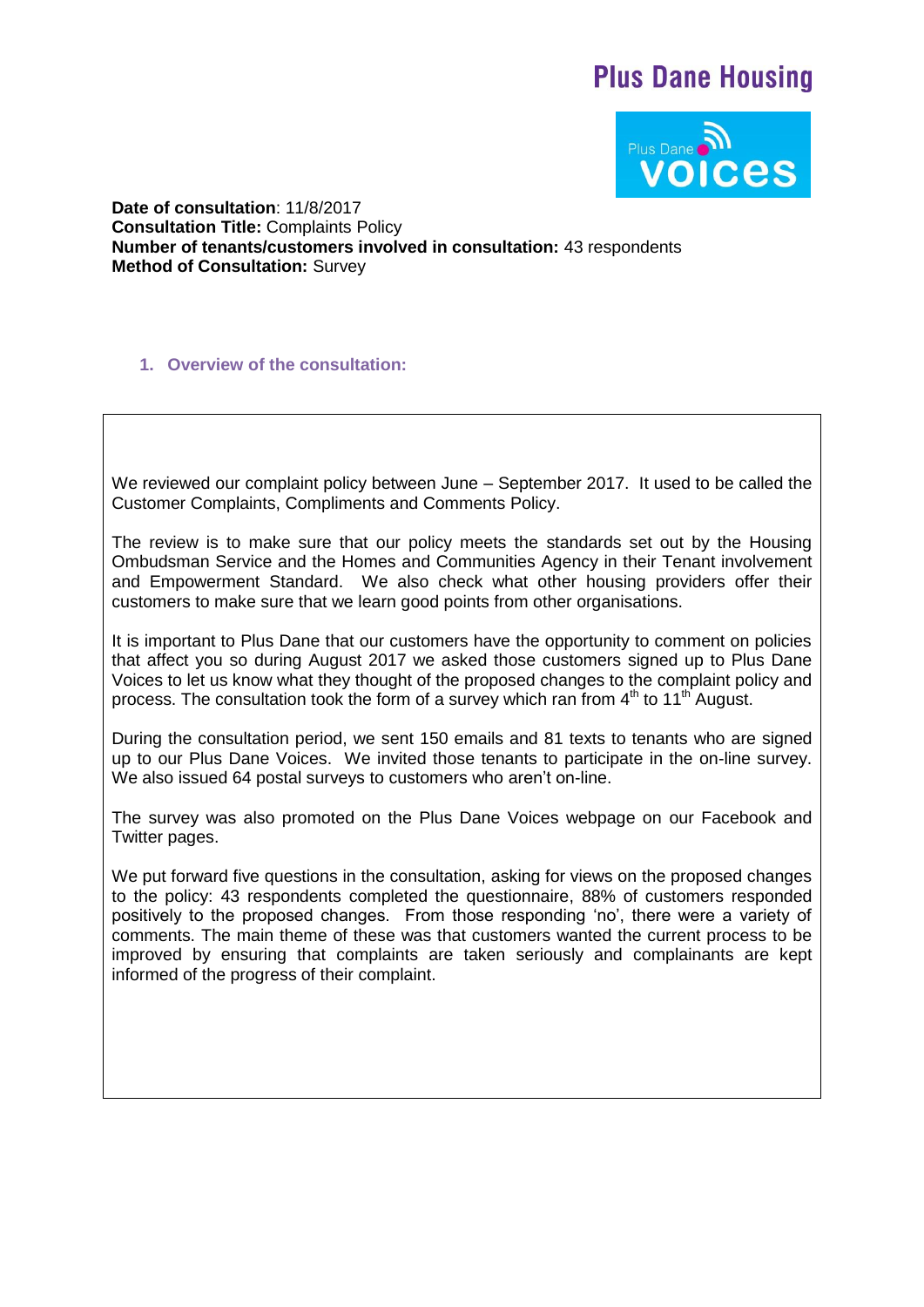# Plus Dane Housing

**Date of consultation**: 11/8/2017
**Consultation Title:** Complaints Policy
**Number of tenants/customers involved in consultation:** 43 respondents
**Method of Consultation:** Survey

## 1. Overview of the consultation:

We reviewed our complaint policy between June – September 2017. It used to be called the Customer Complaints, Compliments and Comments Policy.

The review is to make sure that our policy meets the standards set out by the Housing Ombudsman Service and the Homes and Communities Agency in their Tenant involvement and Empowerment Standard. We also check what other housing providers offer their customers to make sure that we learn good points from other organisations.

It is important to Plus Dane that our customers have the opportunity to comment on policies that affect you so during August 2017 we asked those customers signed up to Plus Dane Voices to let us know what they thought of the proposed changes to the complaint policy and process. The consultation took the form of a survey which ran from 4th to 11th August.

During the consultation period, we sent 150 emails and 81 texts to tenants who are signed up to our Plus Dane Voices. We invited those tenants to participate in the on-line survey. We also issued 64 postal surveys to customers who aren't on-line.

The survey was also promoted on the Plus Dane Voices webpage on our Facebook and Twitter pages.

We put forward five questions in the consultation, asking for views on the proposed changes to the policy: 43 respondents completed the questionnaire, 88% of customers responded positively to the proposed changes. From those responding 'no', there were a variety of comments. The main theme of these was that customers wanted the current process to be improved by ensuring that complaints are taken seriously and complainants are kept informed of the progress of their complaint.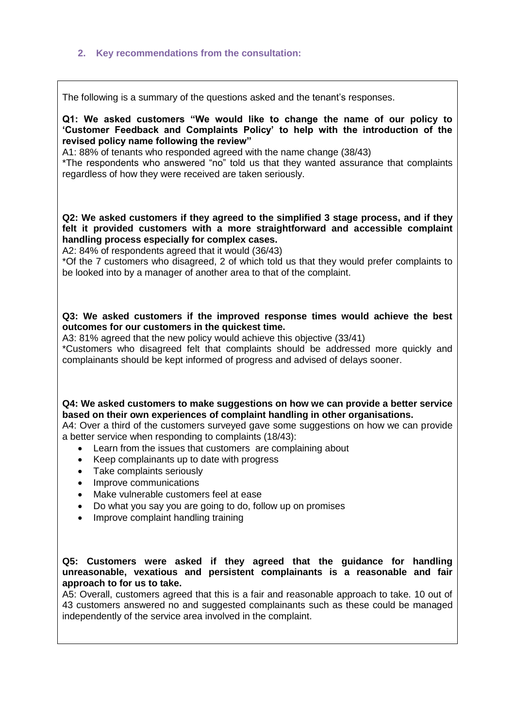## 2. Key recommendations from the consultation:

The following is a summary of the questions asked and the tenant's responses.

**Q1: We asked customers "We would like to change the name of our policy to 'Customer Feedback and Complaints Policy' to help with the introduction of the revised policy name following the review"**

A1: 88% of tenants who responded agreed with the name change (38/43)

*The respondents who answered "no" told us that they wanted assurance that complaints regardless of how they were received are taken seriously.

**Q2: We asked customers if they agreed to the simplified 3 stage process, and if they felt it provided customers with a more straightforward and accessible complaint handling process especially for complex cases.**

A2: 84% of respondents agreed that it would (36/43)

*Of the 7 customers who disagreed, 2 of which told us that they would prefer complaints to be looked into by a manager of another area to that of the complaint.

**Q3: We asked customers if the improved response times would achieve the best outcomes for our customers in the quickest time.**

A3: 81% agreed that the new policy would achieve this objective (33/41)

*Customers who disagreed felt that complaints should be addressed more quickly and complainants should be kept informed of progress and advised of delays sooner.

**Q4: We asked customers to make suggestions on how we can provide a better service based on their own experiences of complaint handling in other organisations.**

A4: Over a third of the customers surveyed gave some suggestions on how we can provide a better service when responding to complaints (18/43):

- Learn from the issues that customers are complaining about
- Keep complainants up to date with progress
- Take complaints seriously
- Improve communications
- Make vulnerable customers feel at ease
- Do what you say you are going to do, follow up on promises
- Improve complaint handling training

**Q5: Customers were asked if they agreed that the guidance for handling unreasonable, vexatious and persistent complainants is a reasonable and fair approach to for us to take.**

A5: Overall, customers agreed that this is a fair and reasonable approach to take. 10 out of 43 customers answered no and suggested complainants such as these could be managed independently of the service area involved in the complaint.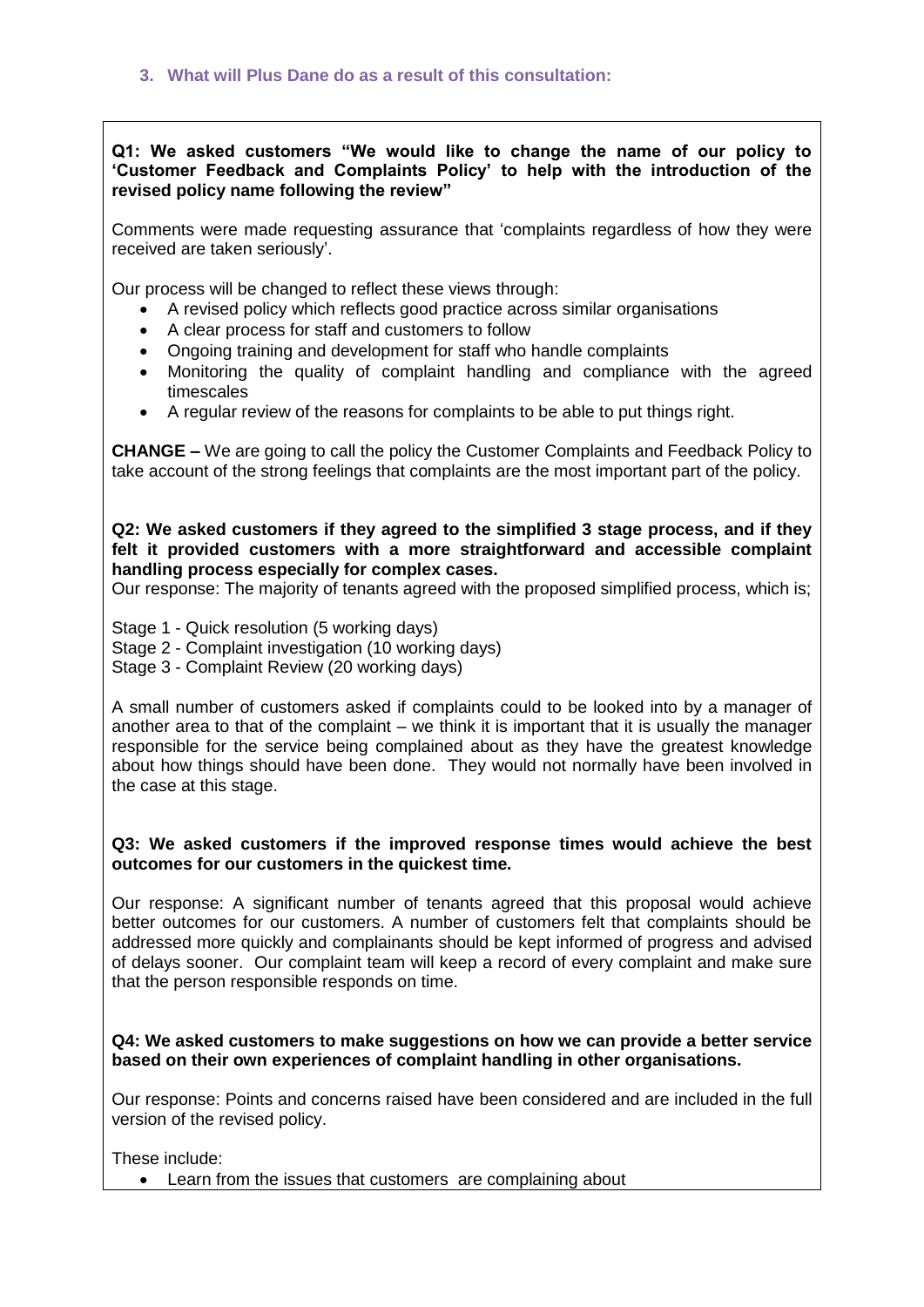### 3. What will Plus Dane do as a result of this consultation:

**Q1: We asked customers "We would like to change the name of our policy to 'Customer Feedback and Complaints Policy' to help with the introduction of the revised policy name following the review"**

Comments were made requesting assurance that 'complaints regardless of how they were received are taken seriously'.

Our process will be changed to reflect these views through:

- A revised policy which reflects good practice across similar organisations
- A clear process for staff and customers to follow
- Ongoing training and development for staff who handle complaints
- Monitoring the quality of complaint handling and compliance with the agreed timescales
- A regular review of the reasons for complaints to be able to put things right.

**CHANGE –** We are going to call the policy the Customer Complaints and Feedback Policy to take account of the strong feelings that complaints are the most important part of the policy.

**Q2: We asked customers if they agreed to the simplified 3 stage process, and if they felt it provided customers with a more straightforward and accessible complaint handling process especially for complex cases.**

Our response: The majority of tenants agreed with the proposed simplified process, which is;

Stage 1 - Quick resolution (5 working days)
Stage 2 - Complaint investigation (10 working days)
Stage 3 - Complaint Review (20 working days)

A small number of customers asked if complaints could to be looked into by a manager of another area to that of the complaint – we think it is important that it is usually the manager responsible for the service being complained about as they have the greatest knowledge about how things should have been done. They would not normally have been involved in the case at this stage.

**Q3: We asked customers if the improved response times would achieve the best outcomes for our customers in the quickest time.**

Our response: A significant number of tenants agreed that this proposal would achieve better outcomes for our customers. A number of customers felt that complaints should be addressed more quickly and complainants should be kept informed of progress and advised of delays sooner. Our complaint team will keep a record of every complaint and make sure that the person responsible responds on time.

**Q4: We asked customers to make suggestions on how we can provide a better service based on their own experiences of complaint handling in other organisations.**

Our response: Points and concerns raised have been considered and are included in the full version of the revised policy.

These include:

- Learn from the issues that customers are complaining about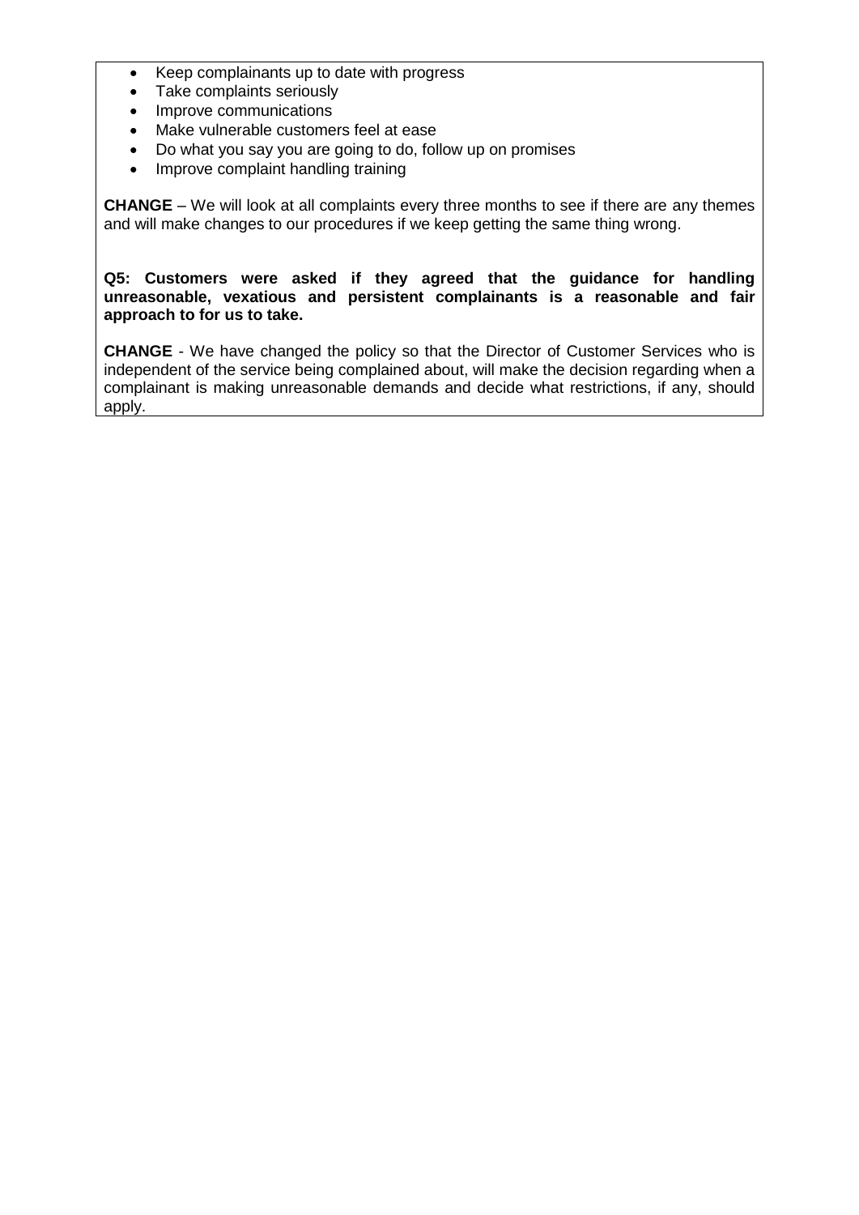- Keep complainants up to date with progress
- Take complaints seriously
- Improve communications
- Make vulnerable customers feel at ease
- Do what you say you are going to do, follow up on promises
- Improve complaint handling training

**CHANGE** – We will look at all complaints every three months to see if there are any themes and will make changes to our procedures if we keep getting the same thing wrong.

**Q5: Customers were asked if they agreed that the guidance for handling unreasonable, vexatious and persistent complainants is a reasonable and fair approach to for us to take.**

**CHANGE** - We have changed the policy so that the Director of Customer Services who is independent of the service being complained about, will make the decision regarding when a complainant is making unreasonable demands and decide what restrictions, if any, should apply.